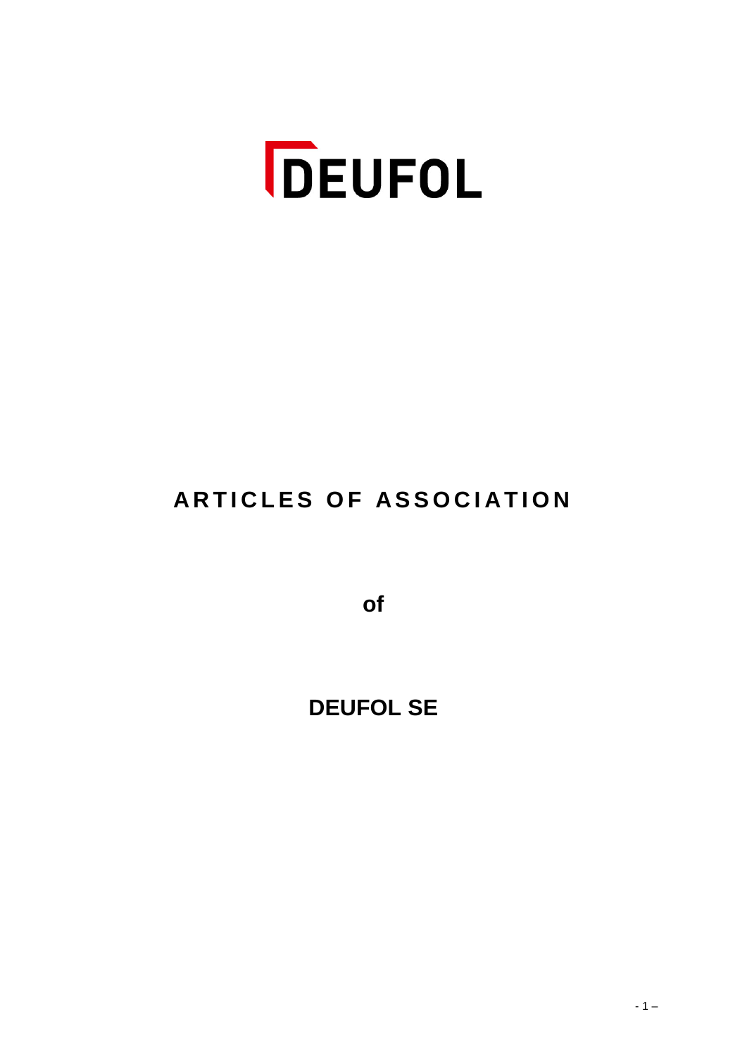DEUFOL

# ARTICLES OF ASSOCIATION

**of**

**DEUFOL SE**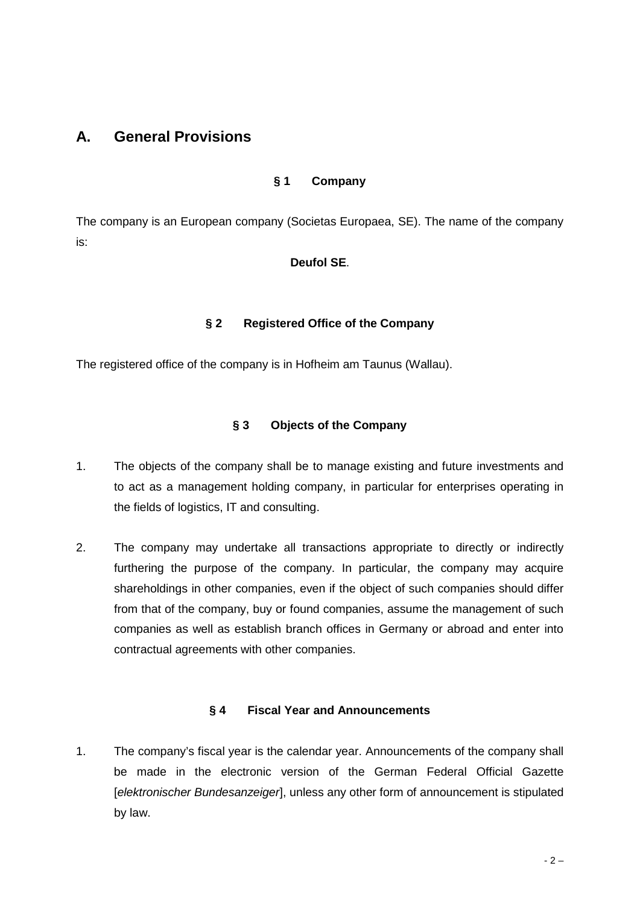# A. General Provisions

### § 1 Company

The company is an European company (Societas Europaea, SE). The name of the company is:

**Deufol SE**.

### § 2 Registered Office of the Company

The registered office of the company is in Hofheim am Taunus (Wallau).

### § 3 Objects of the Company

1. The objects of the company shall be to manage existing and future investments and to act as a management holding company, in particular for enterprises operating in the fields of logistics, IT and consulting.

2. The company may undertake all transactions appropriate to directly or indirectly furthering the purpose of the company. In particular, the company may acquire shareholdings in other companies, even if the object of such companies should differ from that of the company, buy or found companies, assume the management of such companies as well as establish branch offices in Germany or abroad and enter into contractual agreements with other companies.

### § 4 Fiscal Year and Announcements

1. The company's fiscal year is the calendar year. Announcements of the company shall be made in the electronic version of the German Federal Official Gazette [*elektronischer Bundesanzeiger*], unless any other form of announcement is stipulated by law.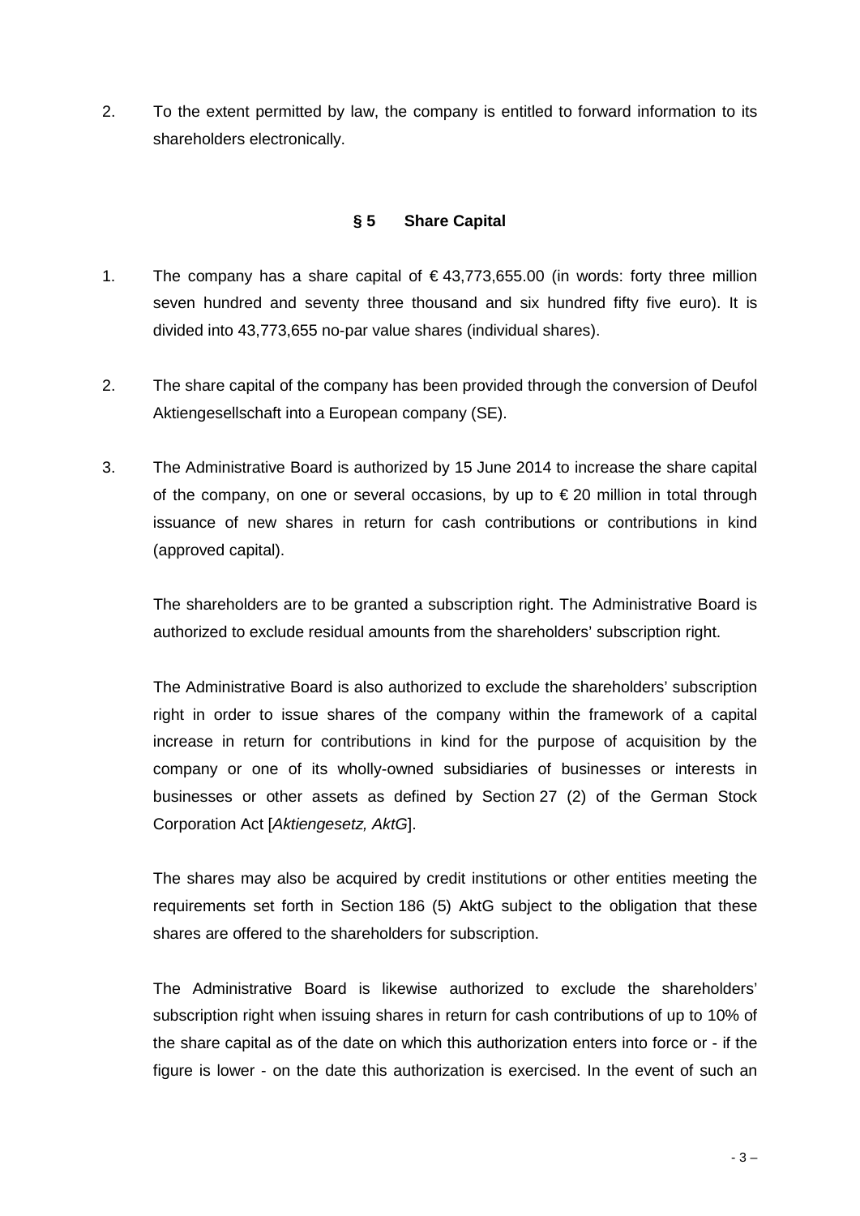2. To the extent permitted by law, the company is entitled to forward information to its shareholders electronically.

## § 5 Share Capital

1. The company has a share capital of € 43,773,655.00 (in words: forty three million seven hundred and seventy three thousand and six hundred fifty five euro). It is divided into 43,773,655 no-par value shares (individual shares).

2. The share capital of the company has been provided through the conversion of Deufol Aktiengesellschaft into a European company (SE).

3. The Administrative Board is authorized by 15 June 2014 to increase the share capital of the company, on one or several occasions, by up to € 20 million in total through issuance of new shares in return for cash contributions or contributions in kind (approved capital).

   The shareholders are to be granted a subscription right. The Administrative Board is authorized to exclude residual amounts from the shareholders' subscription right.

   The Administrative Board is also authorized to exclude the shareholders' subscription right in order to issue shares of the company within the framework of a capital increase in return for contributions in kind for the purpose of acquisition by the company or one of its wholly-owned subsidiaries of businesses or interests in businesses or other assets as defined by Section 27 (2) of the German Stock Corporation Act [*Aktiengesetz, AktG*].

   The shares may also be acquired by credit institutions or other entities meeting the requirements set forth in Section 186 (5) AktG subject to the obligation that these shares are offered to the shareholders for subscription.

   The Administrative Board is likewise authorized to exclude the shareholders' subscription right when issuing shares in return for cash contributions of up to 10% of the share capital as of the date on which this authorization enters into force or - if the figure is lower - on the date this authorization is exercised. In the event of such an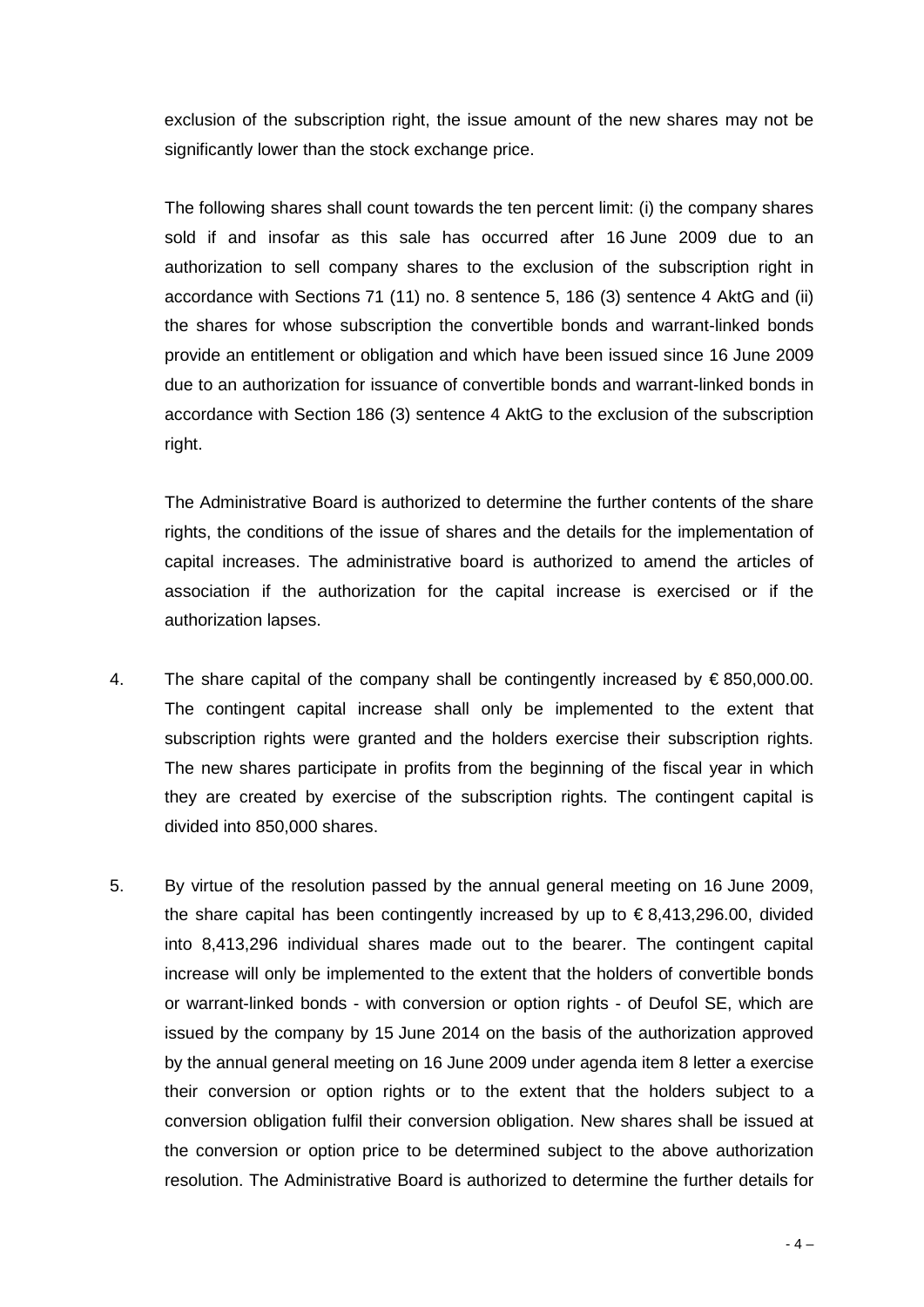exclusion of the subscription right, the issue amount of the new shares may not be significantly lower than the stock exchange price.

The following shares shall count towards the ten percent limit: (i) the company shares sold if and insofar as this sale has occurred after 16 June 2009 due to an authorization to sell company shares to the exclusion of the subscription right in accordance with Sections 71 (11) no. 8 sentence 5, 186 (3) sentence 4 AktG and (ii) the shares for whose subscription the convertible bonds and warrant-linked bonds provide an entitlement or obligation and which have been issued since 16 June 2009 due to an authorization for issuance of convertible bonds and warrant-linked bonds in accordance with Section 186 (3) sentence 4 AktG to the exclusion of the subscription right.

The Administrative Board is authorized to determine the further contents of the share rights, the conditions of the issue of shares and the details for the implementation of capital increases. The administrative board is authorized to amend the articles of association if the authorization for the capital increase is exercised or if the authorization lapses.

4. The share capital of the company shall be contingently increased by € 850,000.00. The contingent capital increase shall only be implemented to the extent that subscription rights were granted and the holders exercise their subscription rights. The new shares participate in profits from the beginning of the fiscal year in which they are created by exercise of the subscription rights. The contingent capital is divided into 850,000 shares.

5. By virtue of the resolution passed by the annual general meeting on 16 June 2009, the share capital has been contingently increased by up to € 8,413,296.00, divided into 8,413,296 individual shares made out to the bearer. The contingent capital increase will only be implemented to the extent that the holders of convertible bonds or warrant-linked bonds - with conversion or option rights - of Deufol SE, which are issued by the company by 15 June 2014 on the basis of the authorization approved by the annual general meeting on 16 June 2009 under agenda item 8 letter a exercise their conversion or option rights or to the extent that the holders subject to a conversion obligation fulfil their conversion obligation. New shares shall be issued at the conversion or option price to be determined subject to the above authorization resolution. The Administrative Board is authorized to determine the further details for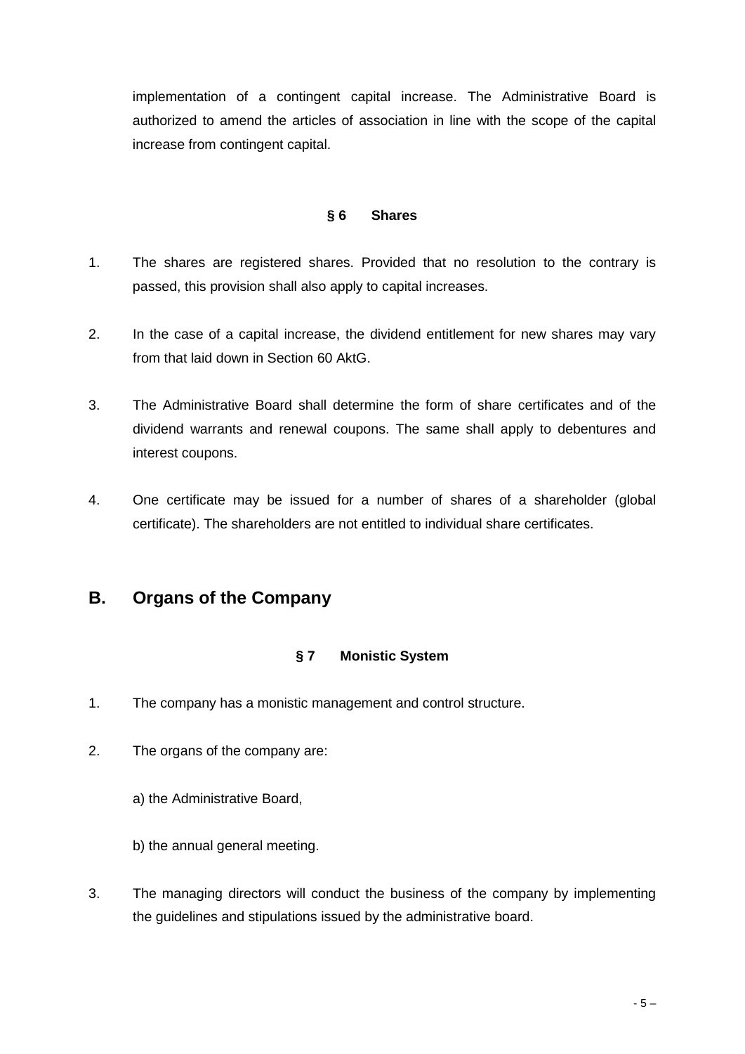implementation of a contingent capital increase. The Administrative Board is authorized to amend the articles of association in line with the scope of the capital increase from contingent capital.

### § 6 Shares

1. The shares are registered shares. Provided that no resolution to the contrary is passed, this provision shall also apply to capital increases.
2. In the case of a capital increase, the dividend entitlement for new shares may vary from that laid down in Section 60 AktG.
3. The Administrative Board shall determine the form of share certificates and of the dividend warrants and renewal coupons. The same shall apply to debentures and interest coupons.
4. One certificate may be issued for a number of shares of a shareholder (global certificate). The shareholders are not entitled to individual share certificates.

## B. Organs of the Company

### § 7 Monistic System

1. The company has a monistic management and control structure.
2. The organs of the company are:

   a) the Administrative Board,

   b) the annual general meeting.
3. The managing directors will conduct the business of the company by implementing the guidelines and stipulations issued by the administrative board.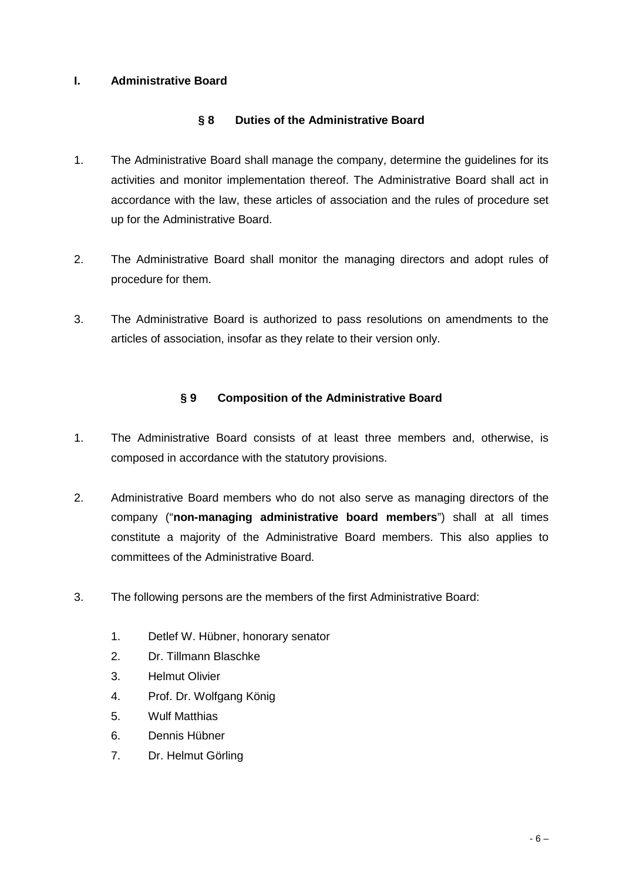## I. Administrative Board

### § 8 Duties of the Administrative Board

1. The Administrative Board shall manage the company, determine the guidelines for its activities and monitor implementation thereof. The Administrative Board shall act in accordance with the law, these articles of association and the rules of procedure set up for the Administrative Board.

2. The Administrative Board shall monitor the managing directors and adopt rules of procedure for them.

3. The Administrative Board is authorized to pass resolutions on amendments to the articles of association, insofar as they relate to their version only.

### § 9 Composition of the Administrative Board

1. The Administrative Board consists of at least three members and, otherwise, is composed in accordance with the statutory provisions.

2. Administrative Board members who do not also serve as managing directors of the company ("**non-managing administrative board members**") shall at all times constitute a majority of the Administrative Board members. This also applies to committees of the Administrative Board.

3. The following persons are the members of the first Administrative Board:

   1. Detlef W. Hübner, honorary senator
   2. Dr. Tillmann Blaschke
   3. Helmut Olivier
   4. Prof. Dr. Wolfgang König
   5. Wulf Matthias
   6. Dennis Hübner
   7. Dr. Helmut Görling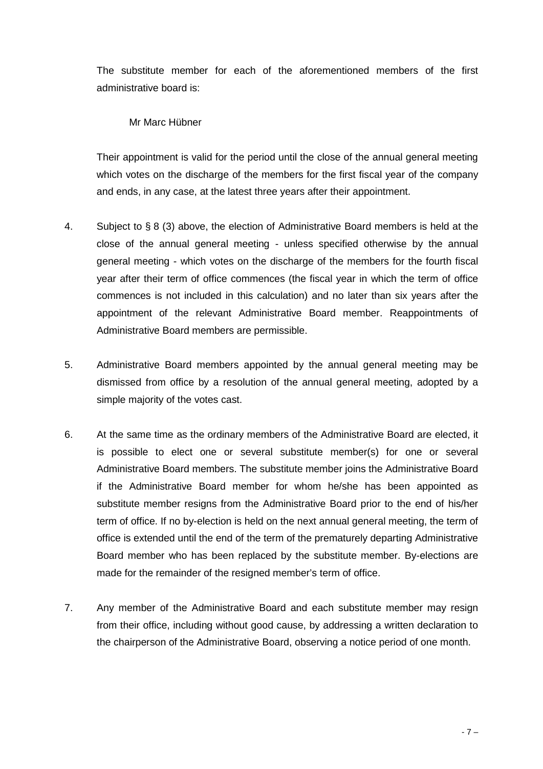The substitute member for each of the aforementioned members of the first administrative board is:

Mr Marc Hübner

Their appointment is valid for the period until the close of the annual general meeting which votes on the discharge of the members for the first fiscal year of the company and ends, in any case, at the latest three years after their appointment.

4. Subject to § 8 (3) above, the election of Administrative Board members is held at the close of the annual general meeting - unless specified otherwise by the annual general meeting - which votes on the discharge of the members for the fourth fiscal year after their term of office commences (the fiscal year in which the term of office commences is not included in this calculation) and no later than six years after the appointment of the relevant Administrative Board member. Reappointments of Administrative Board members are permissible.

5. Administrative Board members appointed by the annual general meeting may be dismissed from office by a resolution of the annual general meeting, adopted by a simple majority of the votes cast.

6. At the same time as the ordinary members of the Administrative Board are elected, it is possible to elect one or several substitute member(s) for one or several Administrative Board members. The substitute member joins the Administrative Board if the Administrative Board member for whom he/she has been appointed as substitute member resigns from the Administrative Board prior to the end of his/her term of office. If no by-election is held on the next annual general meeting, the term of office is extended until the end of the term of the prematurely departing Administrative Board member who has been replaced by the substitute member. By-elections are made for the remainder of the resigned member's term of office.

7. Any member of the Administrative Board and each substitute member may resign from their office, including without good cause, by addressing a written declaration to the chairperson of the Administrative Board, observing a notice period of one month.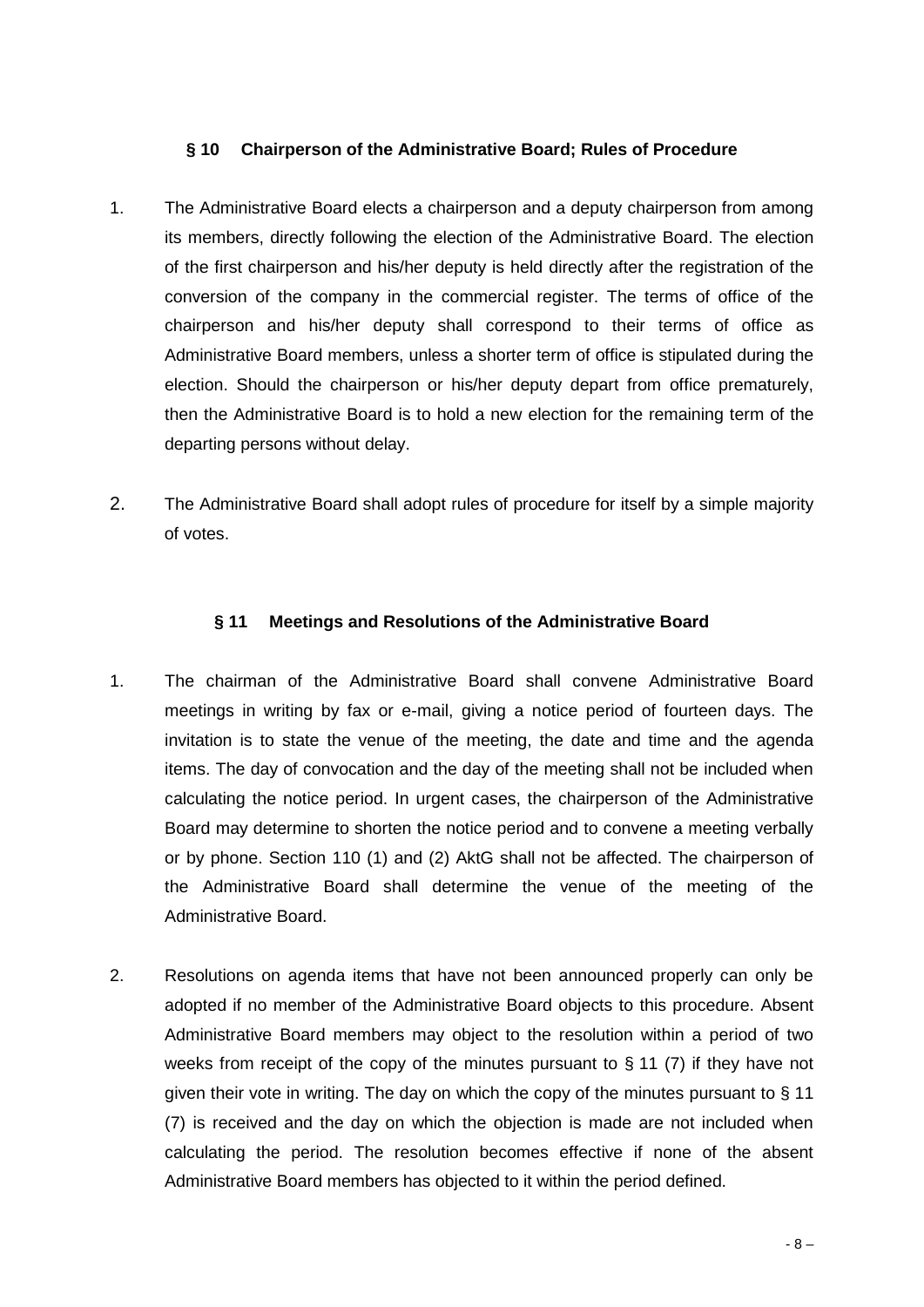## § 10 Chairperson of the Administrative Board; Rules of Procedure

1. The Administrative Board elects a chairperson and a deputy chairperson from among its members, directly following the election of the Administrative Board. The election of the first chairperson and his/her deputy is held directly after the registration of the conversion of the company in the commercial register. The terms of office of the chairperson and his/her deputy shall correspond to their terms of office as Administrative Board members, unless a shorter term of office is stipulated during the election. Should the chairperson or his/her deputy depart from office prematurely, then the Administrative Board is to hold a new election for the remaining term of the departing persons without delay.

2. The Administrative Board shall adopt rules of procedure for itself by a simple majority of votes.

## § 11 Meetings and Resolutions of the Administrative Board

1. The chairman of the Administrative Board shall convene Administrative Board meetings in writing by fax or e-mail, giving a notice period of fourteen days. The invitation is to state the venue of the meeting, the date and time and the agenda items. The day of convocation and the day of the meeting shall not be included when calculating the notice period. In urgent cases, the chairperson of the Administrative Board may determine to shorten the notice period and to convene a meeting verbally or by phone. Section 110 (1) and (2) AktG shall not be affected. The chairperson of the Administrative Board shall determine the venue of the meeting of the Administrative Board.

2. Resolutions on agenda items that have not been announced properly can only be adopted if no member of the Administrative Board objects to this procedure. Absent Administrative Board members may object to the resolution within a period of two weeks from receipt of the copy of the minutes pursuant to § 11 (7) if they have not given their vote in writing. The day on which the copy of the minutes pursuant to § 11 (7) is received and the day on which the objection is made are not included when calculating the period. The resolution becomes effective if none of the absent Administrative Board members has objected to it within the period defined.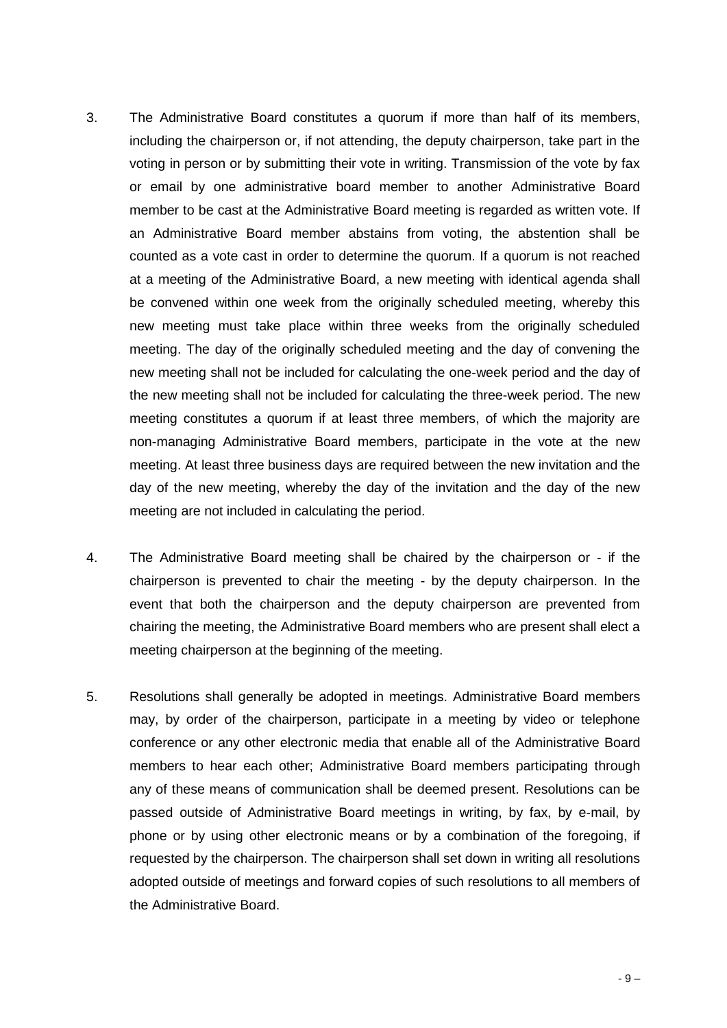3. The Administrative Board constitutes a quorum if more than half of its members, including the chairperson or, if not attending, the deputy chairperson, take part in the voting in person or by submitting their vote in writing. Transmission of the vote by fax or email by one administrative board member to another Administrative Board member to be cast at the Administrative Board meeting is regarded as written vote. If an Administrative Board member abstains from voting, the abstention shall be counted as a vote cast in order to determine the quorum. If a quorum is not reached at a meeting of the Administrative Board, a new meeting with identical agenda shall be convened within one week from the originally scheduled meeting, whereby this new meeting must take place within three weeks from the originally scheduled meeting. The day of the originally scheduled meeting and the day of convening the new meeting shall not be included for calculating the one-week period and the day of the new meeting shall not be included for calculating the three-week period. The new meeting constitutes a quorum if at least three members, of which the majority are non-managing Administrative Board members, participate in the vote at the new meeting. At least three business days are required between the new invitation and the day of the new meeting, whereby the day of the invitation and the day of the new meeting are not included in calculating the period.

4. The Administrative Board meeting shall be chaired by the chairperson or - if the chairperson is prevented to chair the meeting - by the deputy chairperson. In the event that both the chairperson and the deputy chairperson are prevented from chairing the meeting, the Administrative Board members who are present shall elect a meeting chairperson at the beginning of the meeting.

5. Resolutions shall generally be adopted in meetings. Administrative Board members may, by order of the chairperson, participate in a meeting by video or telephone conference or any other electronic media that enable all of the Administrative Board members to hear each other; Administrative Board members participating through any of these means of communication shall be deemed present. Resolutions can be passed outside of Administrative Board meetings in writing, by fax, by e-mail, by phone or by using other electronic means or by a combination of the foregoing, if requested by the chairperson. The chairperson shall set down in writing all resolutions adopted outside of meetings and forward copies of such resolutions to all members of the Administrative Board.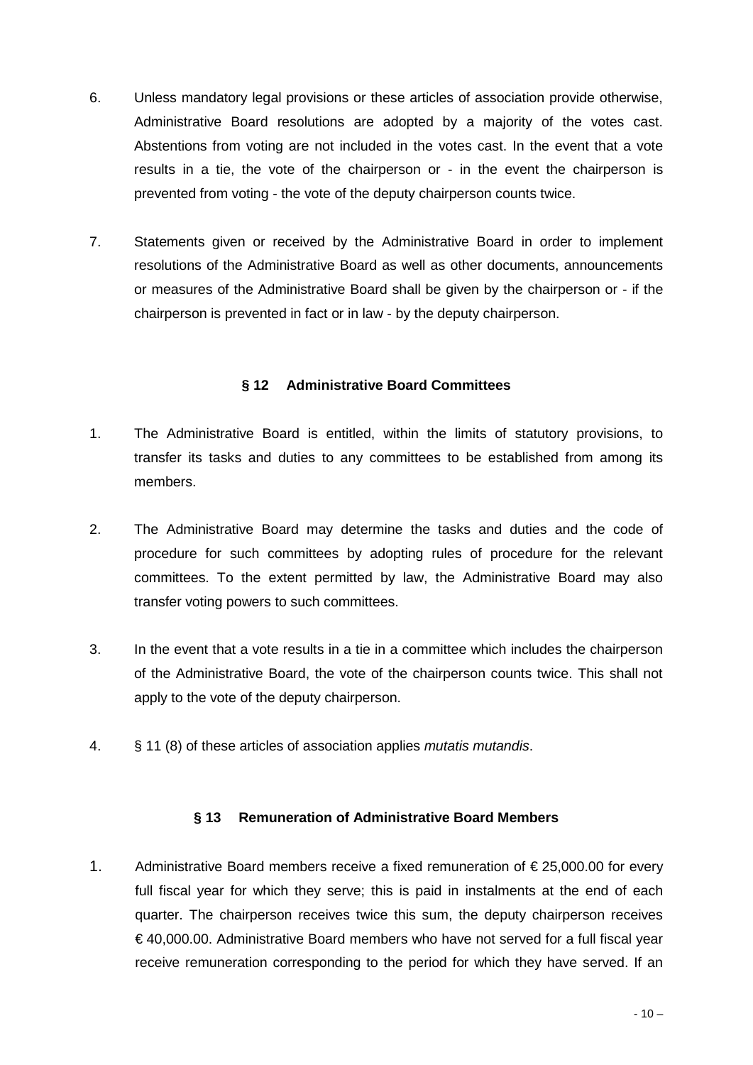6. Unless mandatory legal provisions or these articles of association provide otherwise, Administrative Board resolutions are adopted by a majority of the votes cast. Abstentions from voting are not included in the votes cast. In the event that a vote results in a tie, the vote of the chairperson or - in the event the chairperson is prevented from voting - the vote of the deputy chairperson counts twice.

7. Statements given or received by the Administrative Board in order to implement resolutions of the Administrative Board as well as other documents, announcements or measures of the Administrative Board shall be given by the chairperson or - if the chairperson is prevented in fact or in law - by the deputy chairperson.

### § 12 Administrative Board Committees

1. The Administrative Board is entitled, within the limits of statutory provisions, to transfer its tasks and duties to any committees to be established from among its members.

2. The Administrative Board may determine the tasks and duties and the code of procedure for such committees by adopting rules of procedure for the relevant committees. To the extent permitted by law, the Administrative Board may also transfer voting powers to such committees.

3. In the event that a vote results in a tie in a committee which includes the chairperson of the Administrative Board, the vote of the chairperson counts twice. This shall not apply to the vote of the deputy chairperson.

4. § 11 (8) of these articles of association applies *mutatis mutandis*.

### § 13 Remuneration of Administrative Board Members

1. Administrative Board members receive a fixed remuneration of € 25,000.00 for every full fiscal year for which they serve; this is paid in instalments at the end of each quarter. The chairperson receives twice this sum, the deputy chairperson receives € 40,000.00. Administrative Board members who have not served for a full fiscal year receive remuneration corresponding to the period for which they have served. If an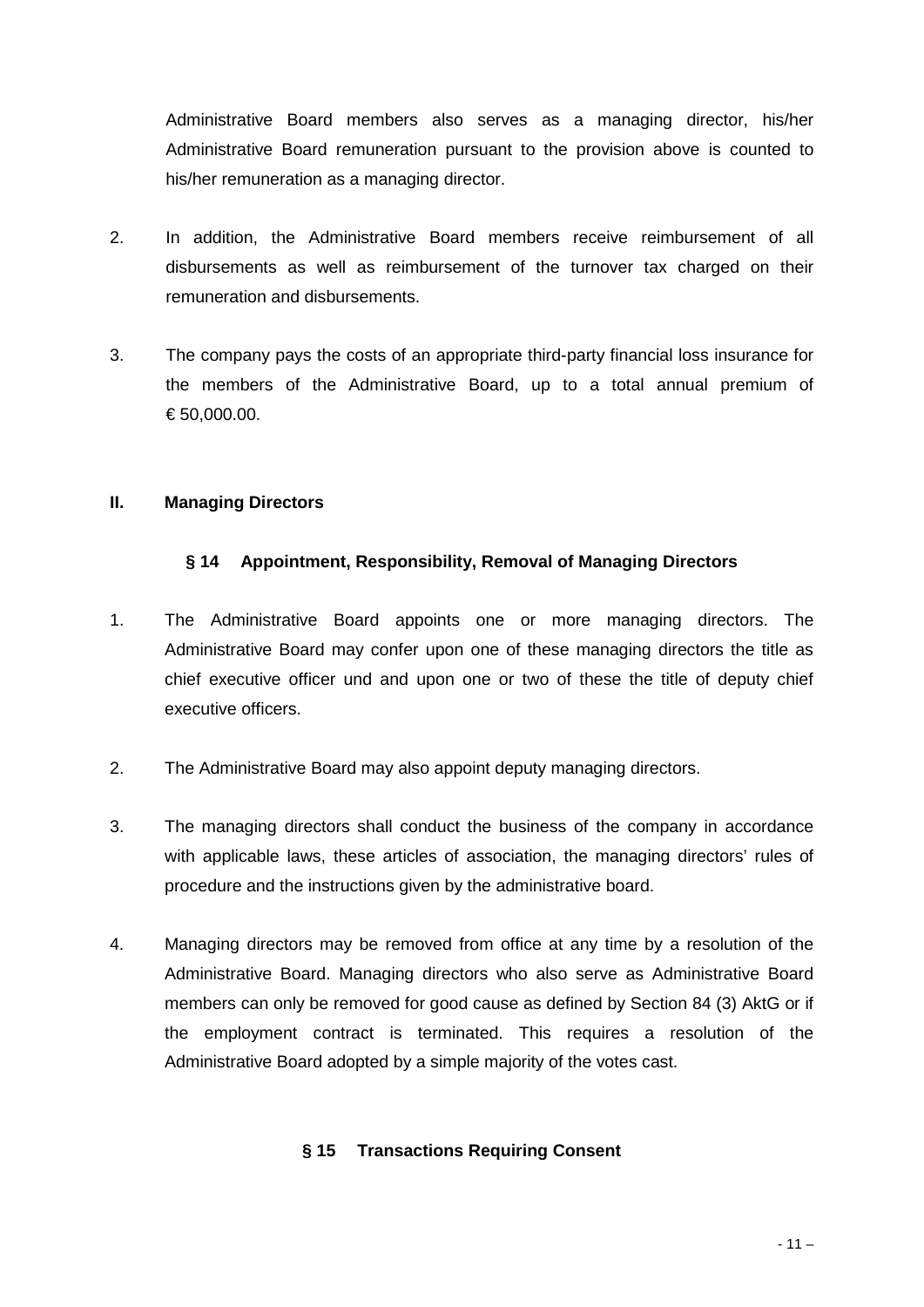Administrative Board members also serves as a managing director, his/her Administrative Board remuneration pursuant to the provision above is counted to his/her remuneration as a managing director.

2. In addition, the Administrative Board members receive reimbursement of all disbursements as well as reimbursement of the turnover tax charged on their remuneration and disbursements.

3. The company pays the costs of an appropriate third-party financial loss insurance for the members of the Administrative Board, up to a total annual premium of € 50,000.00.

## II. Managing Directors

### § 14 Appointment, Responsibility, Removal of Managing Directors

1. The Administrative Board appoints one or more managing directors. The Administrative Board may confer upon one of these managing directors the title as chief executive officer und and upon one or two of these the title of deputy chief executive officers.

2. The Administrative Board may also appoint deputy managing directors.

3. The managing directors shall conduct the business of the company in accordance with applicable laws, these articles of association, the managing directors' rules of procedure and the instructions given by the administrative board.

4. Managing directors may be removed from office at any time by a resolution of the Administrative Board. Managing directors who also serve as Administrative Board members can only be removed for good cause as defined by Section 84 (3) AktG or if the employment contract is terminated. This requires a resolution of the Administrative Board adopted by a simple majority of the votes cast.

### § 15 Transactions Requiring Consent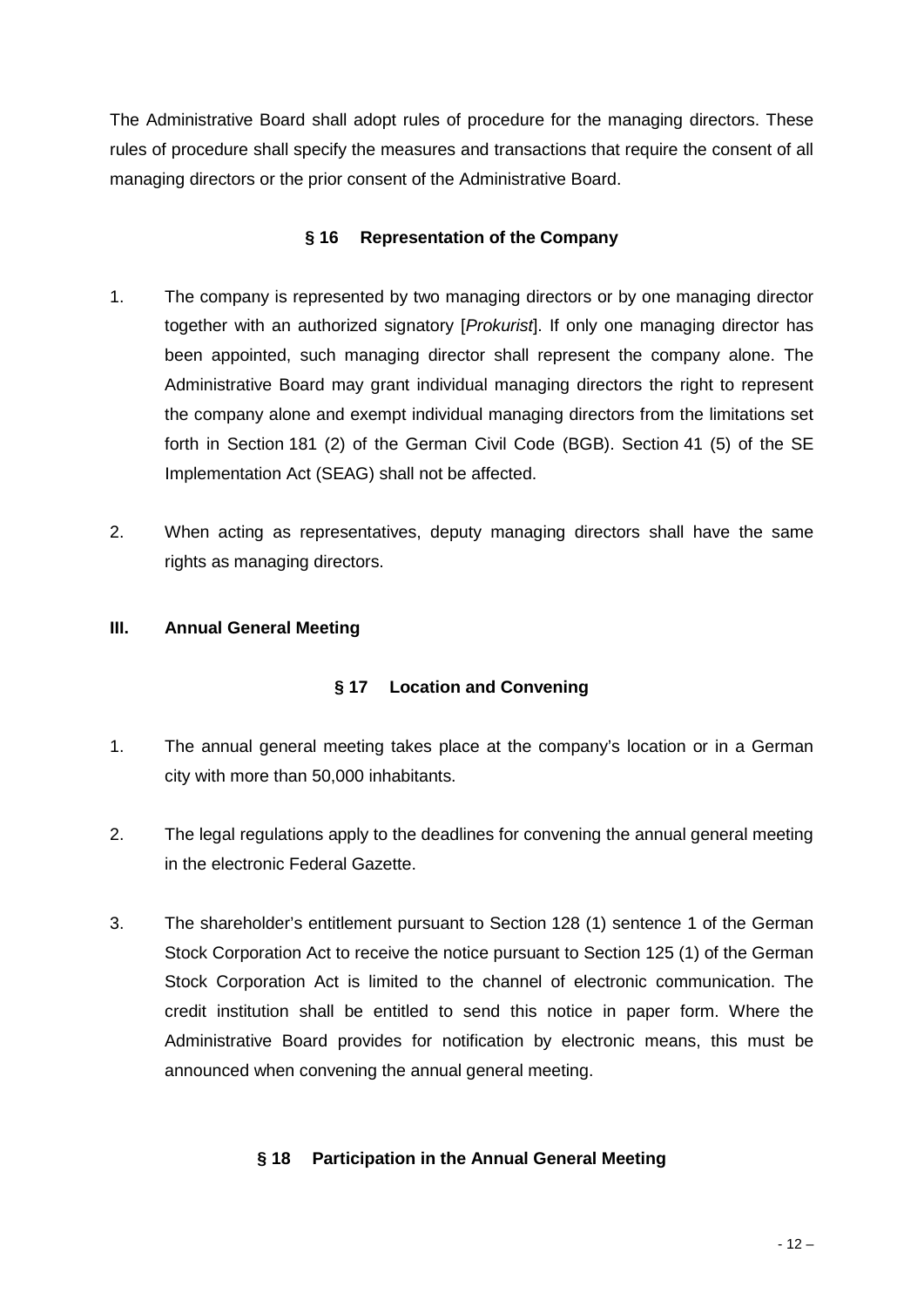The Administrative Board shall adopt rules of procedure for the managing directors. These rules of procedure shall specify the measures and transactions that require the consent of all managing directors or the prior consent of the Administrative Board.

### § 16 Representation of the Company

1. The company is represented by two managing directors or by one managing director together with an authorized signatory [*Prokurist*]. If only one managing director has been appointed, such managing director shall represent the company alone. The Administrative Board may grant individual managing directors the right to represent the company alone and exempt individual managing directors from the limitations set forth in Section 181 (2) of the German Civil Code (BGB). Section 41 (5) of the SE Implementation Act (SEAG) shall not be affected.

2. When acting as representatives, deputy managing directors shall have the same rights as managing directors.

## III. Annual General Meeting

### § 17 Location and Convening

1. The annual general meeting takes place at the company's location or in a German city with more than 50,000 inhabitants.

2. The legal regulations apply to the deadlines for convening the annual general meeting in the electronic Federal Gazette.

3. The shareholder's entitlement pursuant to Section 128 (1) sentence 1 of the German Stock Corporation Act to receive the notice pursuant to Section 125 (1) of the German Stock Corporation Act is limited to the channel of electronic communication. The credit institution shall be entitled to send this notice in paper form. Where the Administrative Board provides for notification by electronic means, this must be announced when convening the annual general meeting.

### § 18 Participation in the Annual General Meeting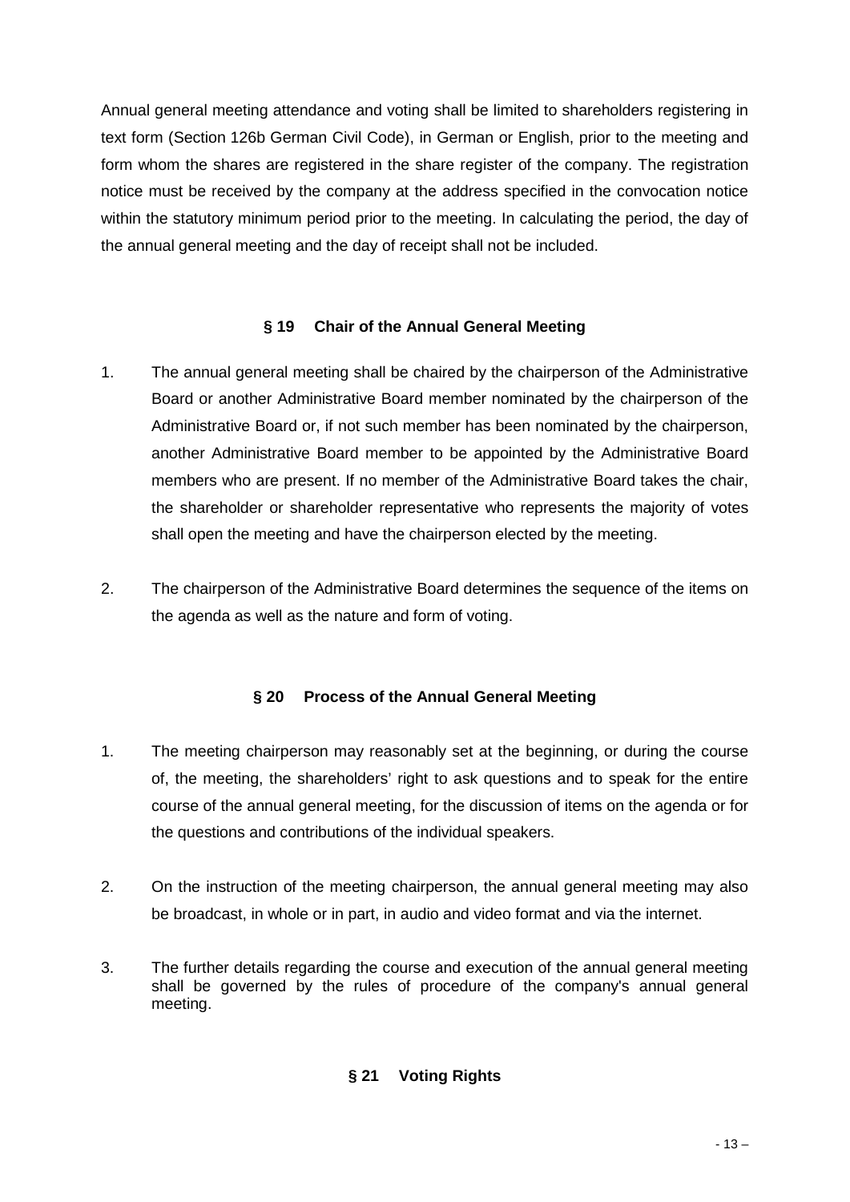Annual general meeting attendance and voting shall be limited to shareholders registering in text form (Section 126b German Civil Code), in German or English, prior to the meeting and form whom the shares are registered in the share register of the company. The registration notice must be received by the company at the address specified in the convocation notice within the statutory minimum period prior to the meeting. In calculating the period, the day of the annual general meeting and the day of receipt shall not be included.

## § 19 Chair of the Annual General Meeting

1. The annual general meeting shall be chaired by the chairperson of the Administrative Board or another Administrative Board member nominated by the chairperson of the Administrative Board or, if not such member has been nominated by the chairperson, another Administrative Board member to be appointed by the Administrative Board members who are present. If no member of the Administrative Board takes the chair, the shareholder or shareholder representative who represents the majority of votes shall open the meeting and have the chairperson elected by the meeting.

2. The chairperson of the Administrative Board determines the sequence of the items on the agenda as well as the nature and form of voting.

## § 20 Process of the Annual General Meeting

1. The meeting chairperson may reasonably set at the beginning, or during the course of, the meeting, the shareholders' right to ask questions and to speak for the entire course of the annual general meeting, for the discussion of items on the agenda or for the questions and contributions of the individual speakers.

2. On the instruction of the meeting chairperson, the annual general meeting may also be broadcast, in whole or in part, in audio and video format and via the internet.

3. The further details regarding the course and execution of the annual general meeting shall be governed by the rules of procedure of the company's annual general meeting.

## § 21 Voting Rights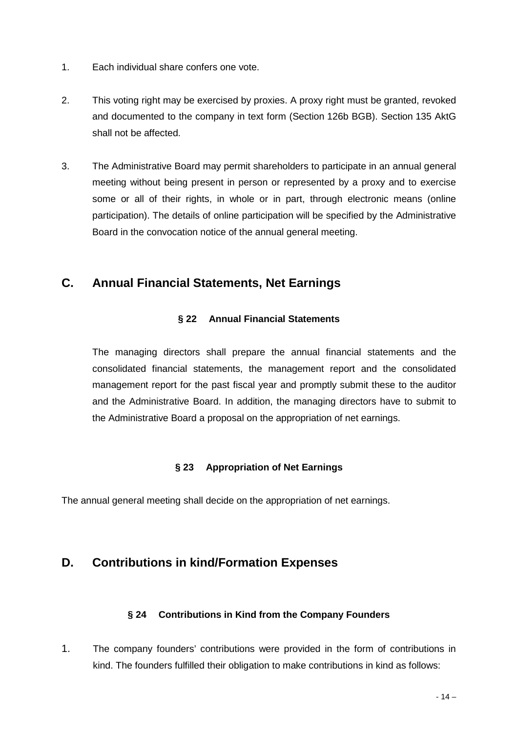1. Each individual share confers one vote.

2. This voting right may be exercised by proxies. A proxy right must be granted, revoked and documented to the company in text form (Section 126b BGB). Section 135 AktG shall not be affected.

3. The Administrative Board may permit shareholders to participate in an annual general meeting without being present in person or represented by a proxy and to exercise some or all of their rights, in whole or in part, through electronic means (online participation). The details of online participation will be specified by the Administrative Board in the convocation notice of the annual general meeting.

## C. Annual Financial Statements, Net Earnings

### § 22 Annual Financial Statements

The managing directors shall prepare the annual financial statements and the consolidated financial statements, the management report and the consolidated management report for the past fiscal year and promptly submit these to the auditor and the Administrative Board. In addition, the managing directors have to submit to the Administrative Board a proposal on the appropriation of net earnings.

### § 23 Appropriation of Net Earnings

The annual general meeting shall decide on the appropriation of net earnings.

## D. Contributions in kind/Formation Expenses

### § 24 Contributions in Kind from the Company Founders

1. The company founders' contributions were provided in the form of contributions in kind. The founders fulfilled their obligation to make contributions in kind as follows: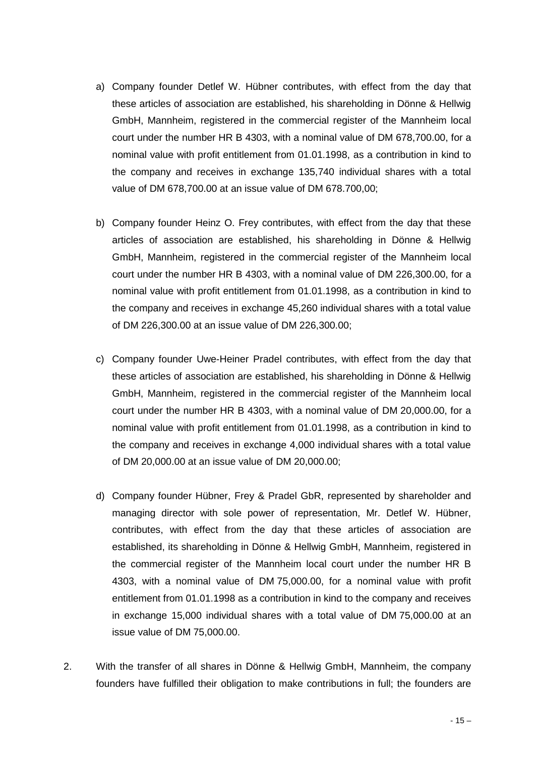a) Company founder Detlef W. Hübner contributes, with effect from the day that these articles of association are established, his shareholding in Dönne & Hellwig GmbH, Mannheim, registered in the commercial register of the Mannheim local court under the number HR B 4303, with a nominal value of DM 678,700.00, for a nominal value with profit entitlement from 01.01.1998, as a contribution in kind to the company and receives in exchange 135,740 individual shares with a total value of DM 678,700.00 at an issue value of DM 678.700,00;

b) Company founder Heinz O. Frey contributes, with effect from the day that these articles of association are established, his shareholding in Dönne & Hellwig GmbH, Mannheim, registered in the commercial register of the Mannheim local court under the number HR B 4303, with a nominal value of DM 226,300.00, for a nominal value with profit entitlement from 01.01.1998, as a contribution in kind to the company and receives in exchange 45,260 individual shares with a total value of DM 226,300.00 at an issue value of DM 226,300.00;

c) Company founder Uwe-Heiner Pradel contributes, with effect from the day that these articles of association are established, his shareholding in Dönne & Hellwig GmbH, Mannheim, registered in the commercial register of the Mannheim local court under the number HR B 4303, with a nominal value of DM 20,000.00, for a nominal value with profit entitlement from 01.01.1998, as a contribution in kind to the company and receives in exchange 4,000 individual shares with a total value of DM 20,000.00 at an issue value of DM 20,000.00;

d) Company founder Hübner, Frey & Pradel GbR, represented by shareholder and managing director with sole power of representation, Mr. Detlef W. Hübner, contributes, with effect from the day that these articles of association are established, its shareholding in Dönne & Hellwig GmbH, Mannheim, registered in the commercial register of the Mannheim local court under the number HR B 4303, with a nominal value of DM 75,000.00, for a nominal value with profit entitlement from 01.01.1998 as a contribution in kind to the company and receives in exchange 15,000 individual shares with a total value of DM 75,000.00 at an issue value of DM 75,000.00.

2. With the transfer of all shares in Dönne & Hellwig GmbH, Mannheim, the company founders have fulfilled their obligation to make contributions in full; the founders are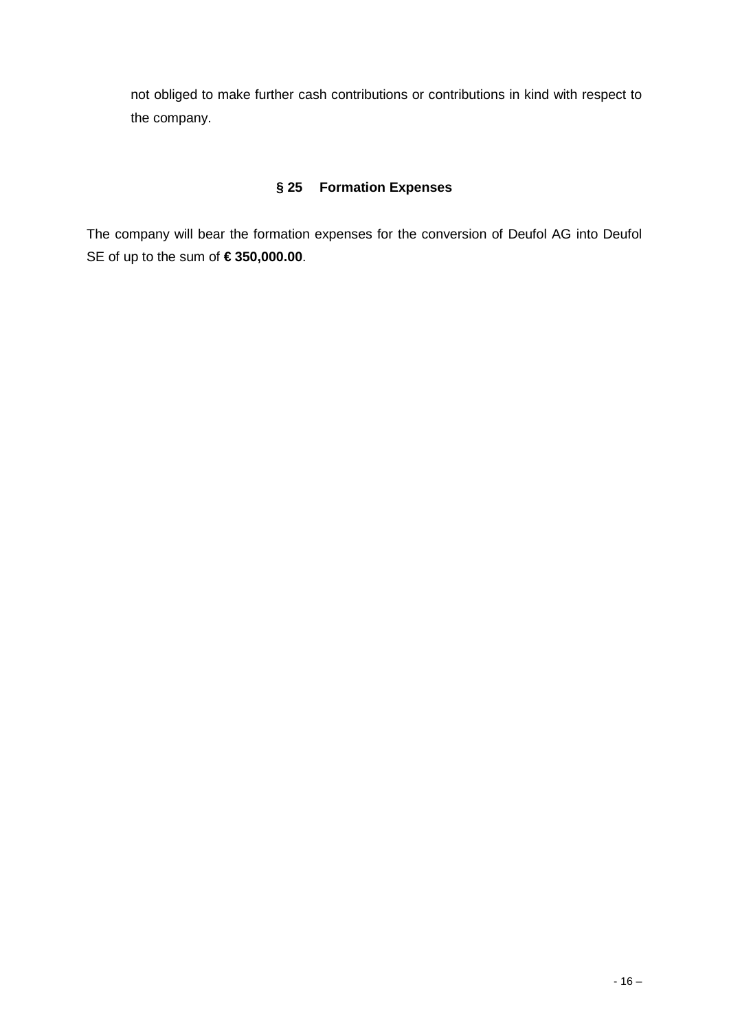not obliged to make further cash contributions or contributions in kind with respect to the company.

## § 25 Formation Expenses

The company will bear the formation expenses for the conversion of Deufol AG into Deufol SE of up to the sum of **€ 350,000.00**.